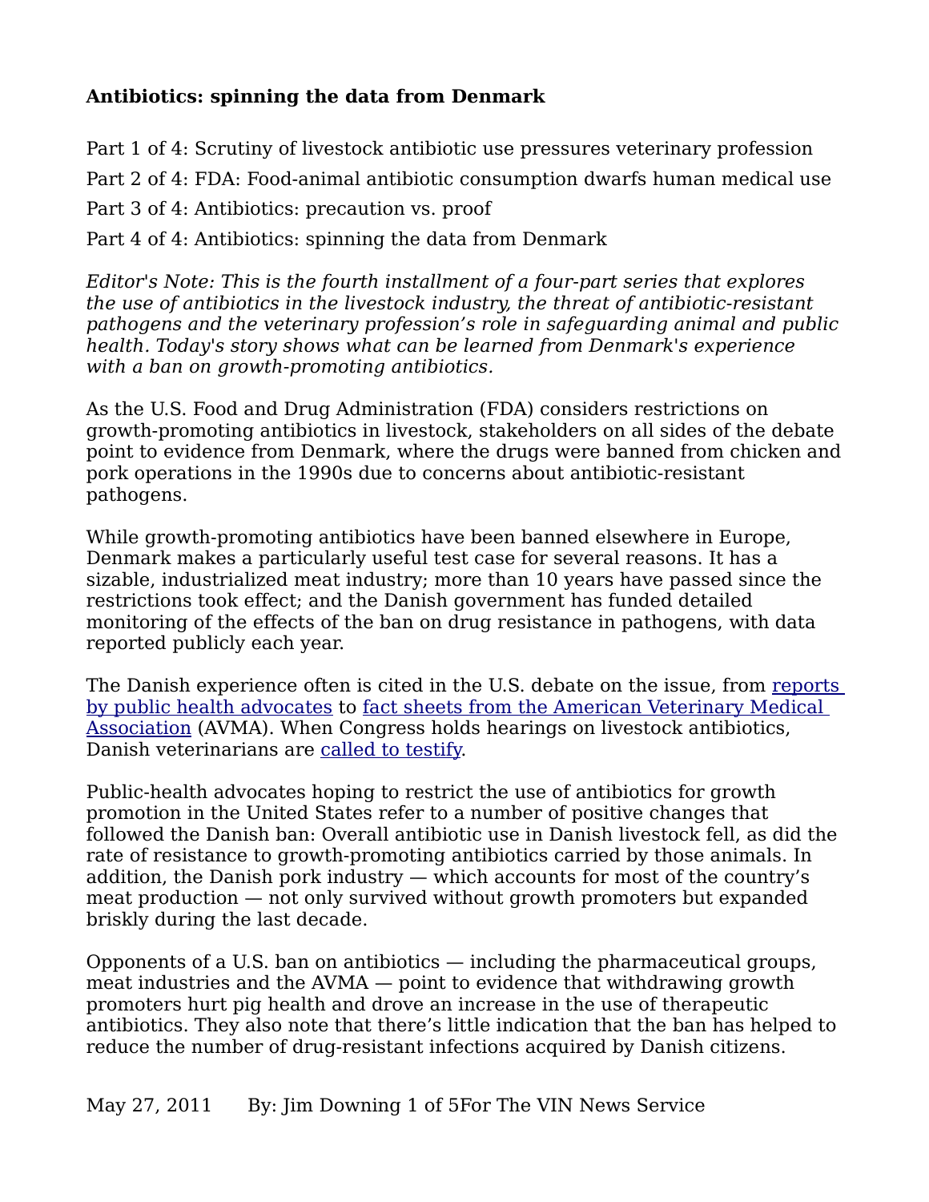# Antibiotics: spinning the data from Denmark

Part 1 of 4: Scrutiny of livestock antibiotic use pressures veterinary profession

Part 2 of 4: FDA: Food-animal antibiotic consumption dwarfs human medical use

Part 3 of 4: Antibiotics: precaution vs. proof

Part 4 of 4: Antibiotics: spinning the data from Denmark

*Editor's Note: This is the fourth installment of a four-part series that explores the use of antibiotics in the livestock industry, the threat of antibiotic-resistant pathogens and the veterinary profession's role in safeguarding animal and public health. Today's story shows what can be learned from Denmark's experience with a ban on growth-promoting antibiotics.*

As the U.S. Food and Drug Administration (FDA) considers restrictions on growth-promoting antibiotics in livestock, stakeholders on all sides of the debate point to evidence from Denmark, where the drugs were banned from chicken and pork operations in the 1990s due to concerns about antibiotic-resistant pathogens.

While growth-promoting antibiotics have been banned elsewhere in Europe, Denmark makes a particularly useful test case for several reasons. It has a sizable, industrialized meat industry; more than 10 years have passed since the restrictions took effect; and the Danish government has funded detailed monitoring of the effects of the ban on drug resistance in pathogens, with data reported publicly each year.

The Danish experience often is cited in the U.S. debate on the issue, from reports by public health advocates to fact sheets from the American Veterinary Medical Association (AVMA). When Congress holds hearings on livestock antibiotics, Danish veterinarians are called to testify.

Public-health advocates hoping to restrict the use of antibiotics for growth promotion in the United States refer to a number of positive changes that followed the Danish ban: Overall antibiotic use in Danish livestock fell, as did the rate of resistance to growth-promoting antibiotics carried by those animals. In addition, the Danish pork industry — which accounts for most of the country's meat production — not only survived without growth promoters but expanded briskly during the last decade.

Opponents of a U.S. ban on antibiotics — including the pharmaceutical groups, meat industries and the AVMA — point to evidence that withdrawing growth promoters hurt pig health and drove an increase in the use of therapeutic antibiotics. They also note that there's little indication that the ban has helped to reduce the number of drug-resistant infections acquired by Danish citizens.

May 27, 2011 By: Jim Downing For The VIN News Service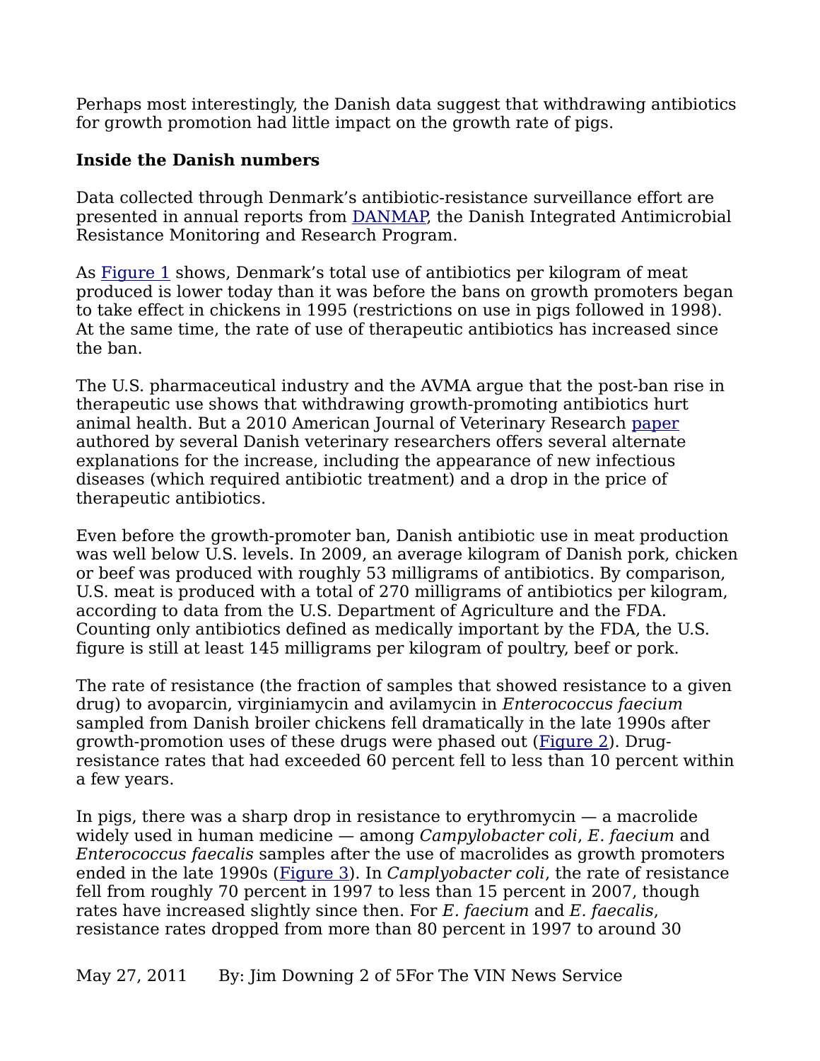Perhaps most interestingly, the Danish data suggest that withdrawing antibiotics for growth promotion had little impact on the growth rate of pigs.

**Inside the Danish numbers**

Data collected through Denmark's antibiotic-resistance surveillance effort are presented in annual reports from DANMAP, the Danish Integrated Antimicrobial Resistance Monitoring and Research Program.

As Figure 1 shows, Denmark's total use of antibiotics per kilogram of meat produced is lower today than it was before the bans on growth promoters began to take effect in chickens in 1995 (restrictions on use in pigs followed in 1998). At the same time, the rate of use of therapeutic antibiotics has increased since the ban.

The U.S. pharmaceutical industry and the AVMA argue that the post-ban rise in therapeutic use shows that withdrawing growth-promoting antibiotics hurt animal health. But a 2010 American Journal of Veterinary Research paper authored by several Danish veterinary researchers offers several alternate explanations for the increase, including the appearance of new infectious diseases (which required antibiotic treatment) and a drop in the price of therapeutic antibiotics.

Even before the growth-promoter ban, Danish antibiotic use in meat production was well below U.S. levels. In 2009, an average kilogram of Danish pork, chicken or beef was produced with roughly 53 milligrams of antibiotics. By comparison, U.S. meat is produced with a total of 270 milligrams of antibiotics per kilogram, according to data from the U.S. Department of Agriculture and the FDA. Counting only antibiotics defined as medically important by the FDA, the U.S. figure is still at least 145 milligrams per kilogram of poultry, beef or pork.

The rate of resistance (the fraction of samples that showed resistance to a given drug) to avoparcin, virginiamycin and avilamycin in *Enterococcus faecium* sampled from Danish broiler chickens fell dramatically in the late 1990s after growth-promotion uses of these drugs were phased out (Figure 2). Drug-resistance rates that had exceeded 60 percent fell to less than 10 percent within a few years.

In pigs, there was a sharp drop in resistance to erythromycin — a macrolide widely used in human medicine — among *Campylobacter coli*, *E. faecium* and *Enterococcus faecalis* samples after the use of macrolides as growth promoters ended in the late 1990s (Figure 3). In *Camplyobacter coli*, the rate of resistance fell from roughly 70 percent in 1997 to less than 15 percent in 2007, though rates have increased slightly since then. For *E. faecium* and *E. faecalis,* resistance rates dropped from more than 80 percent in 1997 to around 30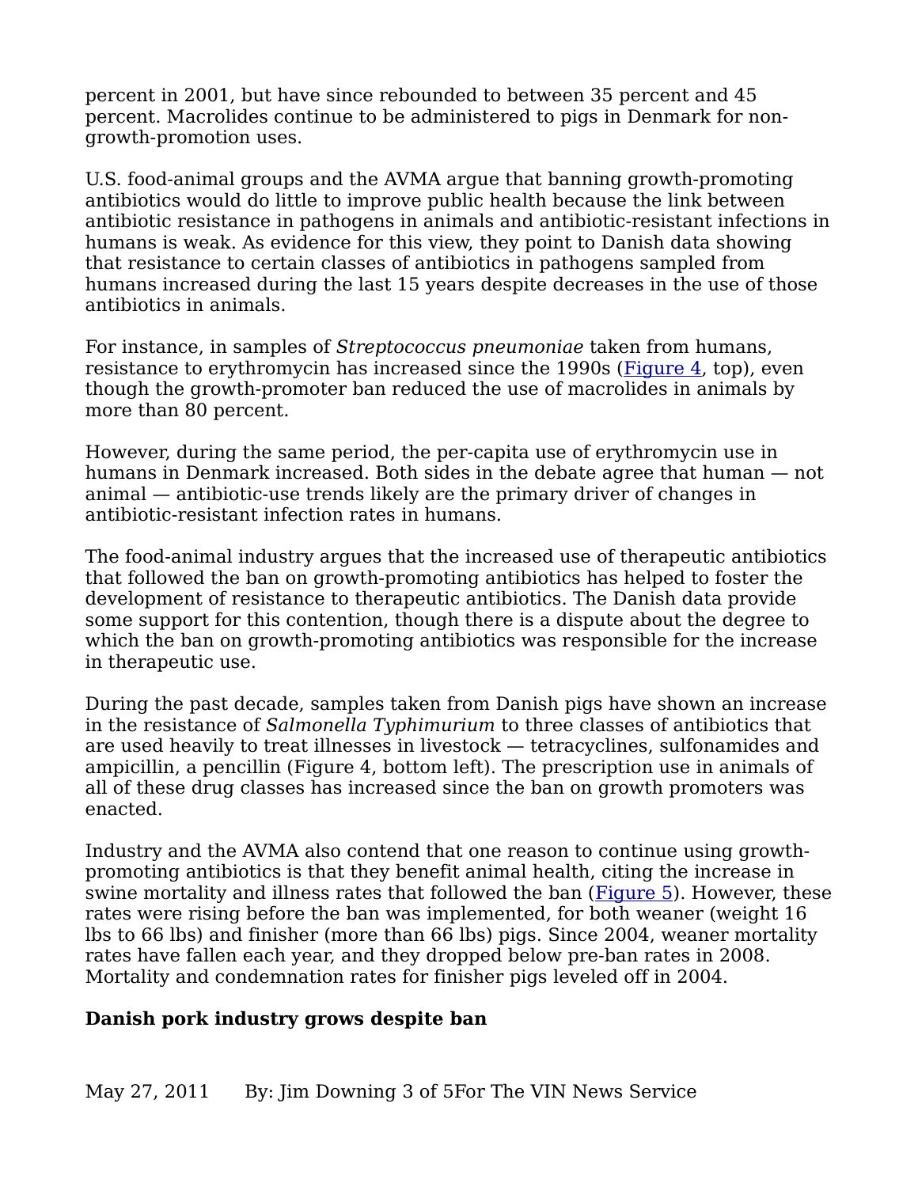percent in 2001, but have since rebounded to between 35 percent and 45 percent. Macrolides continue to be administered to pigs in Denmark for non-growth-promotion uses.

U.S. food-animal groups and the AVMA argue that banning growth-promoting antibiotics would do little to improve public health because the link between antibiotic resistance in pathogens in animals and antibiotic-resistant infections in humans is weak. As evidence for this view, they point to Danish data showing that resistance to certain classes of antibiotics in pathogens sampled from humans increased during the last 15 years despite decreases in the use of those antibiotics in animals.

For instance, in samples of *Streptococcus pneumoniae* taken from humans, resistance to erythromycin has increased since the 1990s (Figure 4, top), even though the growth-promoter ban reduced the use of macrolides in animals by more than 80 percent.

However, during the same period, the per-capita use of erythromycin use in humans in Denmark increased. Both sides in the debate agree that human — not animal — antibiotic-use trends likely are the primary driver of changes in antibiotic-resistant infection rates in humans.

The food-animal industry argues that the increased use of therapeutic antibiotics that followed the ban on growth-promoting antibiotics has helped to foster the development of resistance to therapeutic antibiotics. The Danish data provide some support for this contention, though there is a dispute about the degree to which the ban on growth-promoting antibiotics was responsible for the increase in therapeutic use.

During the past decade, samples taken from Danish pigs have shown an increase in the resistance of *Salmonella Typhimurium* to three classes of antibiotics that are used heavily to treat illnesses in livestock — tetracyclines, sulfonamides and ampicillin, a pencillin (Figure 4, bottom left). The prescription use in animals of all of these drug classes has increased since the ban on growth promoters was enacted.

Industry and the AVMA also contend that one reason to continue using growth-promoting antibiotics is that they benefit animal health, citing the increase in swine mortality and illness rates that followed the ban (Figure 5). However, these rates were rising before the ban was implemented, for both weaner (weight 16 lbs to 66 lbs) and finisher (more than 66 lbs) pigs. Since 2004, weaner mortality rates have fallen each year, and they dropped below pre-ban rates in 2008. Mortality and condemnation rates for finisher pigs leveled off in 2004.

**Danish pork industry grows despite ban**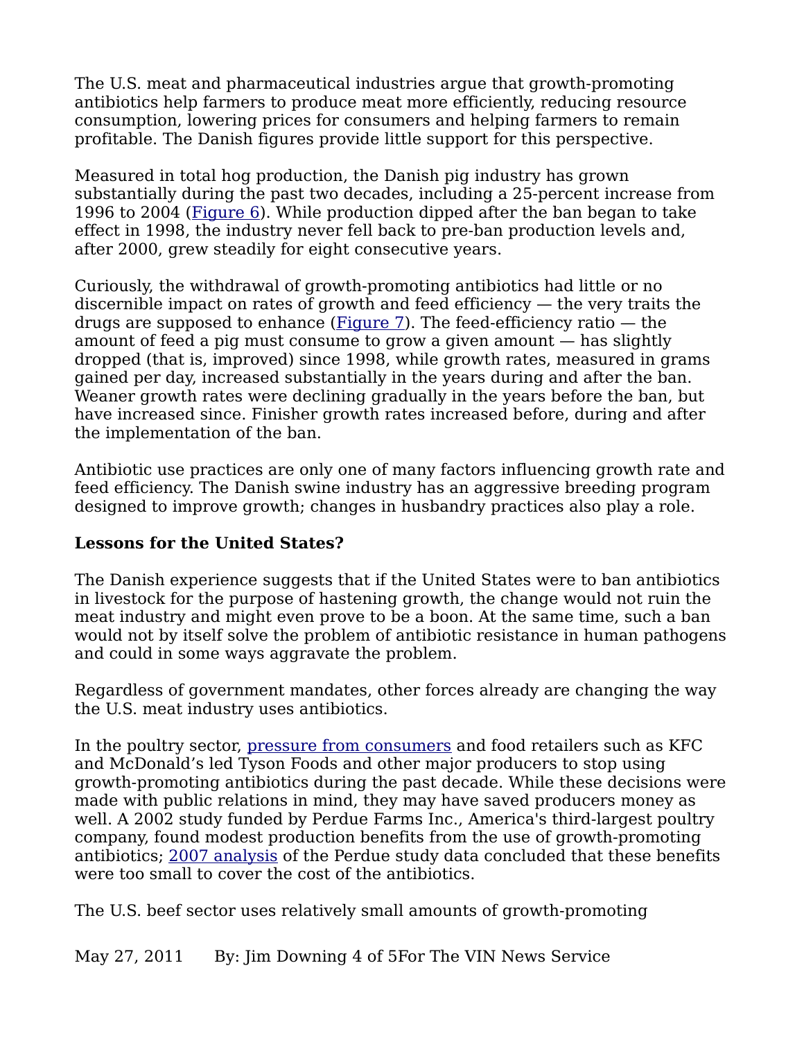The U.S. meat and pharmaceutical industries argue that growth-promoting antibiotics help farmers to produce meat more efficiently, reducing resource consumption, lowering prices for consumers and helping farmers to remain profitable. The Danish figures provide little support for this perspective.

Measured in total hog production, the Danish pig industry has grown substantially during the past two decades, including a 25-percent increase from 1996 to 2004 (Figure 6). While production dipped after the ban began to take effect in 1998, the industry never fell back to pre-ban production levels and, after 2000, grew steadily for eight consecutive years.

Curiously, the withdrawal of growth-promoting antibiotics had little or no discernible impact on rates of growth and feed efficiency — the very traits the drugs are supposed to enhance (Figure 7). The feed-efficiency ratio — the amount of feed a pig must consume to grow a given amount — has slightly dropped (that is, improved) since 1998, while growth rates, measured in grams gained per day, increased substantially in the years during and after the ban. Weaner growth rates were declining gradually in the years before the ban, but have increased since. Finisher growth rates increased before, during and after the implementation of the ban.

Antibiotic use practices are only one of many factors influencing growth rate and feed efficiency. The Danish swine industry has an aggressive breeding program designed to improve growth; changes in husbandry practices also play a role.

**Lessons for the United States?**

The Danish experience suggests that if the United States were to ban antibiotics in livestock for the purpose of hastening growth, the change would not ruin the meat industry and might even prove to be a boon. At the same time, such a ban would not by itself solve the problem of antibiotic resistance in human pathogens and could in some ways aggravate the problem.

Regardless of government mandates, other forces already are changing the way the U.S. meat industry uses antibiotics.

In the poultry sector, pressure from consumers and food retailers such as KFC and McDonald's led Tyson Foods and other major producers to stop using growth-promoting antibiotics during the past decade. While these decisions were made with public relations in mind, they may have saved producers money as well. A 2002 study funded by Perdue Farms Inc., America's third-largest poultry company, found modest production benefits from the use of growth-promoting antibiotics; 2007 analysis of the Perdue study data concluded that these benefits were too small to cover the cost of the antibiotics.

The U.S. beef sector uses relatively small amounts of growth-promoting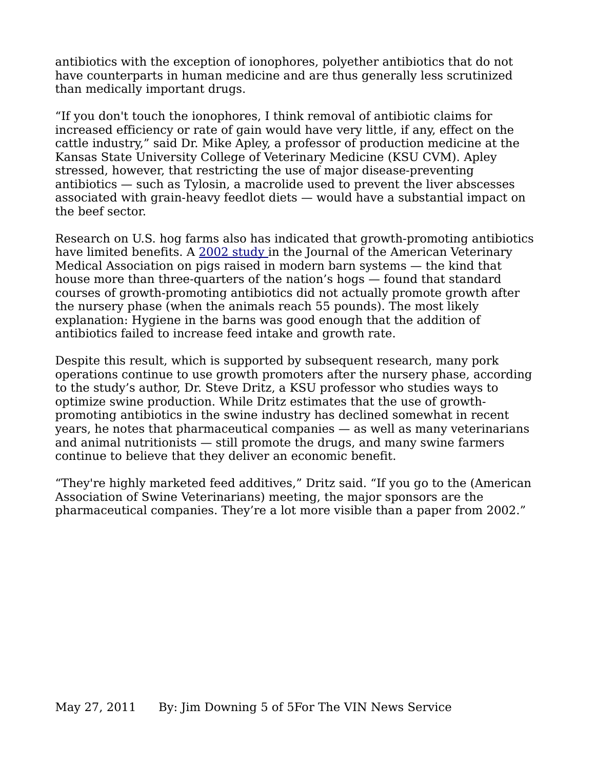antibiotics with the exception of ionophores, polyether antibiotics that do not have counterparts in human medicine and are thus generally less scrutinized than medically important drugs.

“If you don't touch the ionophores, I think removal of antibiotic claims for increased efficiency or rate of gain would have very little, if any, effect on the cattle industry,” said Dr. Mike Apley, a professor of production medicine at the Kansas State University College of Veterinary Medicine (KSU CVM). Apley stressed, however, that restricting the use of major disease-preventing antibiotics — such as Tylosin, a macrolide used to prevent the liver abscesses associated with grain-heavy feedlot diets — would have a substantial impact on the beef sector.

Research on U.S. hog farms also has indicated that growth-promoting antibiotics have limited benefits. A 2002 study in the Journal of the American Veterinary Medical Association on pigs raised in modern barn systems — the kind that house more than three-quarters of the nation’s hogs — found that standard courses of growth-promoting antibiotics did not actually promote growth after the nursery phase (when the animals reach 55 pounds). The most likely explanation: Hygiene in the barns was good enough that the addition of antibiotics failed to increase feed intake and growth rate.

Despite this result, which is supported by subsequent research, many pork operations continue to use growth promoters after the nursery phase, according to the study’s author, Dr. Steve Dritz, a KSU professor who studies ways to optimize swine production. While Dritz estimates that the use of growth-promoting antibiotics in the swine industry has declined somewhat in recent years, he notes that pharmaceutical companies — as well as many veterinarians and animal nutritionists — still promote the drugs, and many swine farmers continue to believe that they deliver an economic benefit.

“They're highly marketed feed additives,” Dritz said. “If you go to the (American Association of Swine Veterinarians) meeting, the major sponsors are the pharmaceutical companies. They’re a lot more visible than a paper from 2002.”